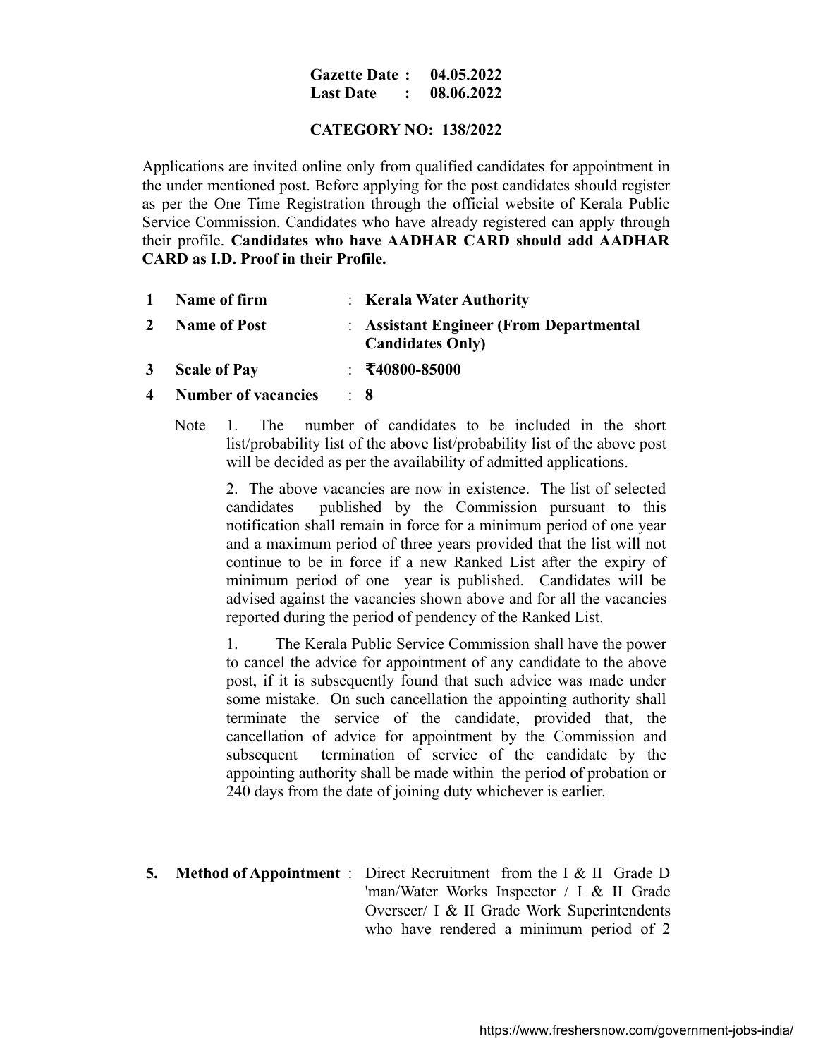**Gazette Date : 04.05.2022**
**Last Date : 08.06.2022**

**CATEGORY NO: 138/2022**

Applications are invited online only from qualified candidates for appointment in the under mentioned post. Before applying for the post candidates should register as per the One Time Registration through the official website of Kerala Public Service Commission. Candidates who have already registered can apply through their profile. **Candidates who have AADHAR CARD should add AADHAR CARD as I.D. Proof in their Profile.**

| | | | |
|---|---|---|---|
| **1** | **Name of firm** | : | **Kerala Water Authority** |
| **2** | **Name of Post** | : | **Assistant Engineer (From Departmental Candidates Only)** |
| **3** | **Scale of Pay** | : | **₹40800-85000** |
| **4** | **Number of vacancies** | : | **8** |

Note 1. The number of candidates to be included in the short list/probability list of the above list/probability list of the above post will be decided as per the availability of admitted applications.

2. The above vacancies are now in existence. The list of selected candidates published by the Commission pursuant to this notification shall remain in force for a minimum period of one year and a maximum period of three years provided that the list will not continue to be in force if a new Ranked List after the expiry of minimum period of one year is published. Candidates will be advised against the vacancies shown above and for all the vacancies reported during the period of pendency of the Ranked List.

1. The Kerala Public Service Commission shall have the power to cancel the advice for appointment of any candidate to the above post, if it is subsequently found that such advice was made under some mistake. On such cancellation the appointing authority shall terminate the service of the candidate, provided that, the cancellation of advice for appointment by the Commission and subsequent termination of service of the candidate by the appointing authority shall be made within the period of probation or 240 days from the date of joining duty whichever is earlier.

**5. Method of Appointment** : Direct Recruitment from the I & II Grade D 'man/Water Works Inspector / I & II Grade Overseer/ I & II Grade Work Superintendents who have rendered a minimum period of 2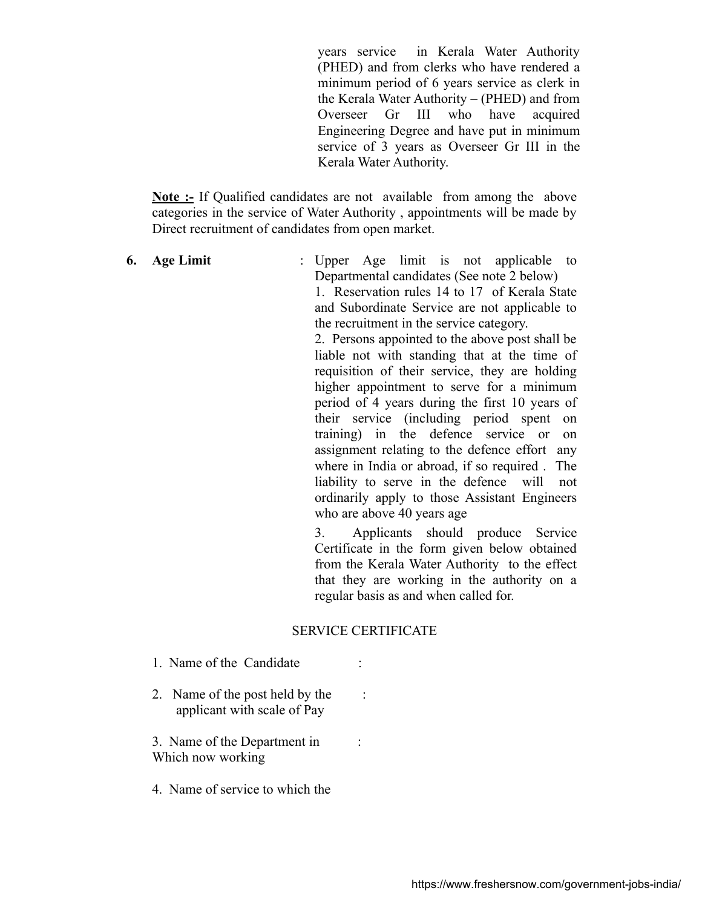years service in Kerala Water Authority (PHED) and from clerks who have rendered a minimum period of 6 years service as clerk in the Kerala Water Authority – (PHED) and from Overseer Gr III who have acquired Engineering Degree and have put in minimum service of 3 years as Overseer Gr III in the Kerala Water Authority.

**Note :-** If Qualified candidates are not available from among the above categories in the service of Water Authority , appointments will be made by Direct recruitment of candidates from open market.

**6. Age Limit** : Upper Age limit is not applicable to Departmental candidates (See note 2 below)

1. Reservation rules 14 to 17 of Kerala State and Subordinate Service are not applicable to the recruitment in the service category.
2. Persons appointed to the above post shall be liable not with standing that at the time of requisition of their service, they are holding higher appointment to serve for a minimum period of 4 years during the first 10 years of their service (including period spent on training) in the defence service or on assignment relating to the defence effort any where in India or abroad, if so required . The liability to serve in the defence will not ordinarily apply to those Assistant Engineers who are above 40 years age
3. Applicants should produce Service Certificate in the form given below obtained from the Kerala Water Authority to the effect that they are working in the authority on a regular basis as and when called for.

SERVICE CERTIFICATE

1. Name of the Candidate :
2. Name of the post held by the applicant with scale of Pay :
3. Name of the Department in Which now working :
4. Name of service to which the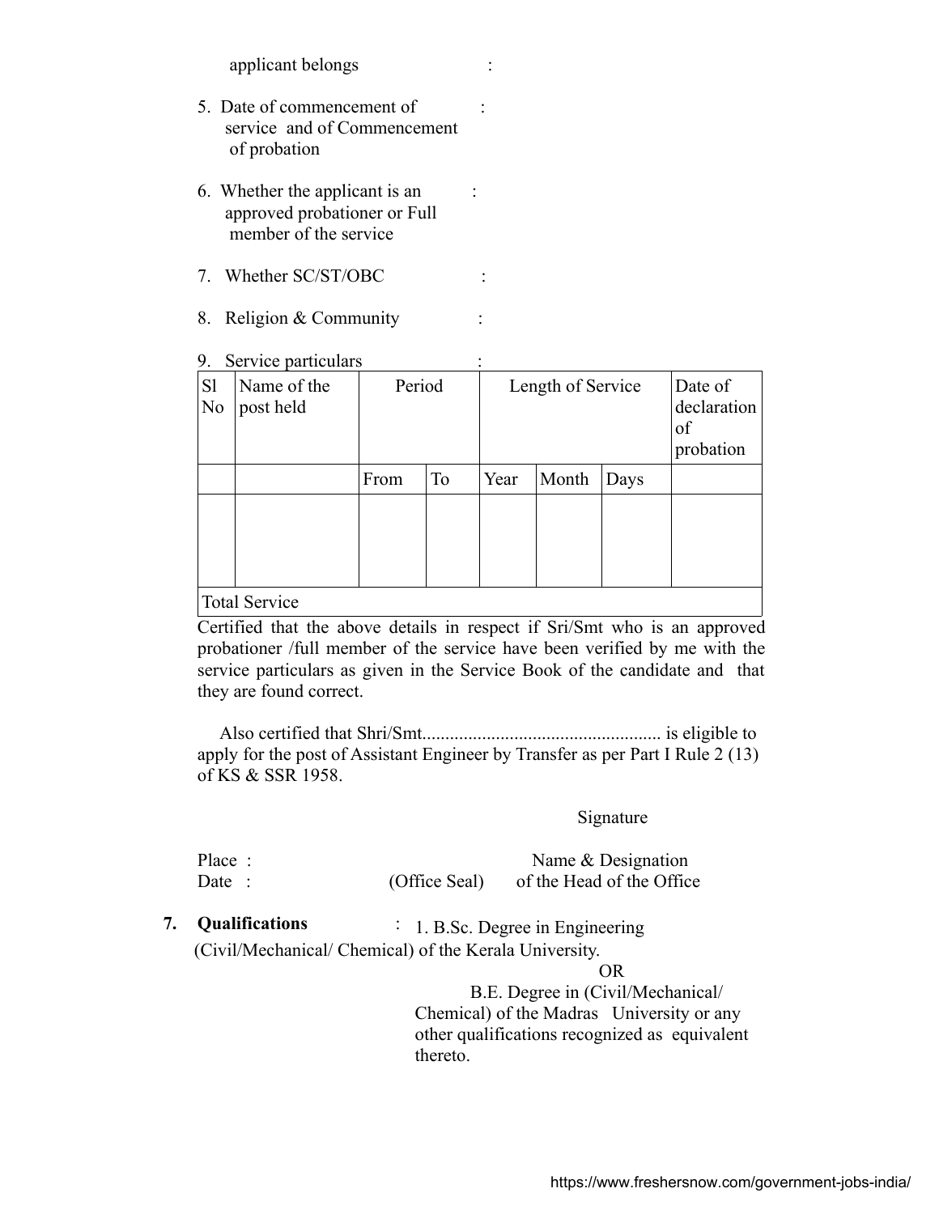applicant belongs :

5. Date of commencement of service and of Commencement of probation :

6. Whether the applicant is an approved probationer or Full member of the service :

7. Whether SC/ST/OBC :

8. Religion & Community :

9. Service particulars :

| Sl No | Name of the post held | Period | | Length of Service | | | Date of declaration of probation |
|---|---|---|---|---|---|---|---|
| | | From | To | Year | Month | Days | |
| | | | | | | | |
| Total Service | | | | | | | |

Certified that the above details in respect if Sri/Smt who is an approved probationer /full member of the service have been verified by me with the service particulars as given in the Service Book of the candidate and that they are found correct.

Also certified that Shri/Smt.................................................... is eligible to apply for the post of Assistant Engineer by Transfer as per Part I Rule 2 (13) of KS & SSR 1958.

Signature

Place :
Date : (Office Seal) Name & Designation of the Head of the Office

**7. Qualifications** : 1. B.Sc. Degree in Engineering (Civil/Mechanical/ Chemical) of the Kerala University.

OR

B.E. Degree in (Civil/Mechanical/ Chemical) of the Madras University or any other qualifications recognized as equivalent thereto.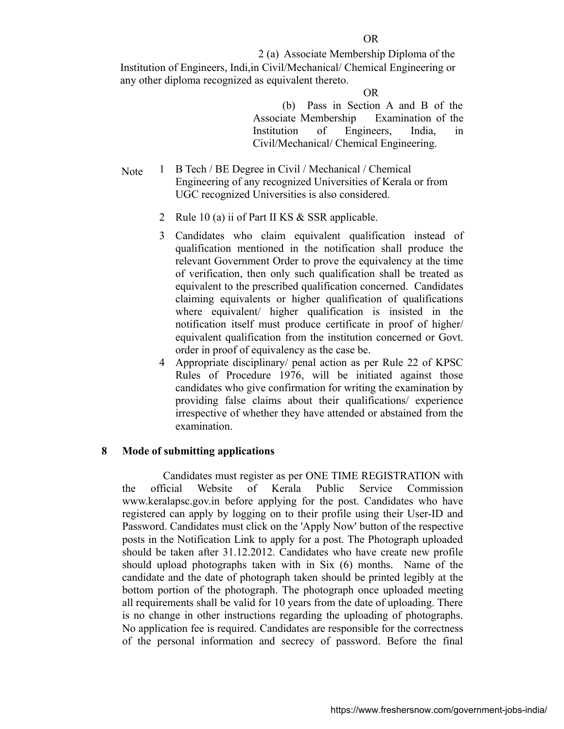OR

2 (a) Associate Membership Diploma of the Institution of Engineers, Indi,in Civil/Mechanical/ Chemical Engineering or any other diploma recognized as equivalent thereto.

OR

(b) Pass in Section A and B of the Associate Membership Examination of the Institution of Engineers, India, in Civil/Mechanical/ Chemical Engineering.

Note

1. B Tech / BE Degree in Civil / Mechanical / Chemical Engineering of any recognized Universities of Kerala or from UGC recognized Universities is also considered.
2. Rule 10 (a) ii of Part II KS & SSR applicable.
3. Candidates who claim equivalent qualification instead of qualification mentioned in the notification shall produce the relevant Government Order to prove the equivalency at the time of verification, then only such qualification shall be treated as equivalent to the prescribed qualification concerned. Candidates claiming equivalents or higher qualification of qualifications where equivalent/ higher qualification is insisted in the notification itself must produce certificate in proof of higher/ equivalent qualification from the institution concerned or Govt. order in proof of equivalency as the case be.
4. Appropriate disciplinary/ penal action as per Rule 22 of KPSC Rules of Procedure 1976, will be initiated against those candidates who give confirmation for writing the examination by providing false claims about their qualifications/ experience irrespective of whether they have attended or abstained from the examination.

## 8 Mode of submitting applications

Candidates must register as per ONE TIME REGISTRATION with the official Website of Kerala Public Service Commission www.keralapsc.gov.in before applying for the post. Candidates who have registered can apply by logging on to their profile using their User-ID and Password. Candidates must click on the 'Apply Now' button of the respective posts in the Notification Link to apply for a post. The Photograph uploaded should be taken after 31.12.2012. Candidates who have create new profile should upload photographs taken with in Six (6) months. Name of the candidate and the date of photograph taken should be printed legibly at the bottom portion of the photograph. The photograph once uploaded meeting all requirements shall be valid for 10 years from the date of uploading. There is no change in other instructions regarding the uploading of photographs. No application fee is required. Candidates are responsible for the correctness of the personal information and secrecy of password. Before the final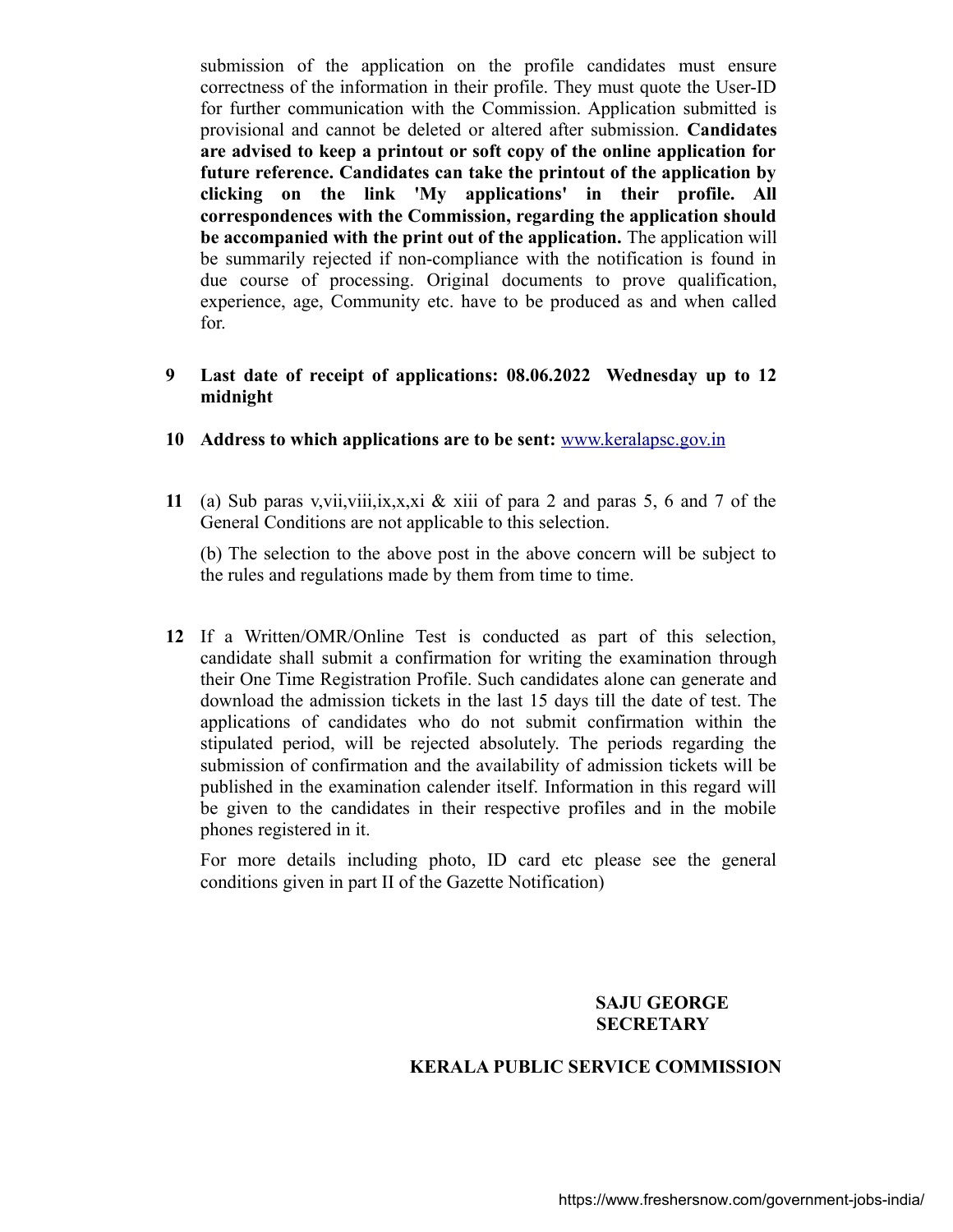submission of the application on the profile candidates must ensure correctness of the information in their profile. They must quote the User-ID for further communication with the Commission. Application submitted is provisional and cannot be deleted or altered after submission. **Candidates are advised to keep a printout or soft copy of the online application for future reference. Candidates can take the printout of the application by clicking on the link 'My applications' in their profile. All correspondences with the Commission, regarding the application should be accompanied with the print out of the application.** The application will be summarily rejected if non-compliance with the notification is found in due course of processing. Original documents to prove qualification, experience, age, Community etc. have to be produced as and when called for.

**9 Last date of receipt of applications: 08.06.2022 Wednesday up to 12 midnight**

**10 Address to which applications are to be sent:** [www.keralapsc.gov.in](http://www.keralapsc.gov.in)

**11** (a) Sub paras v,vii,viii,ix,x,xi & xiii of para 2 and paras 5, 6 and 7 of the General Conditions are not applicable to this selection.

(b) The selection to the above post in the above concern will be subject to the rules and regulations made by them from time to time.

**12** If a Written/OMR/Online Test is conducted as part of this selection, candidate shall submit a confirmation for writing the examination through their One Time Registration Profile. Such candidates alone can generate and download the admission tickets in the last 15 days till the date of test. The applications of candidates who do not submit confirmation within the stipulated period, will be rejected absolutely. The periods regarding the submission of confirmation and the availability of admission tickets will be published in the examination calender itself. Information in this regard will be given to the candidates in their respective profiles and in the mobile phones registered in it.

For more details including photo, ID card etc please see the general conditions given in part II of the Gazette Notification)

**SAJU GEORGE**
**SECRETARY**

**KERALA PUBLIC SERVICE COMMISSION**